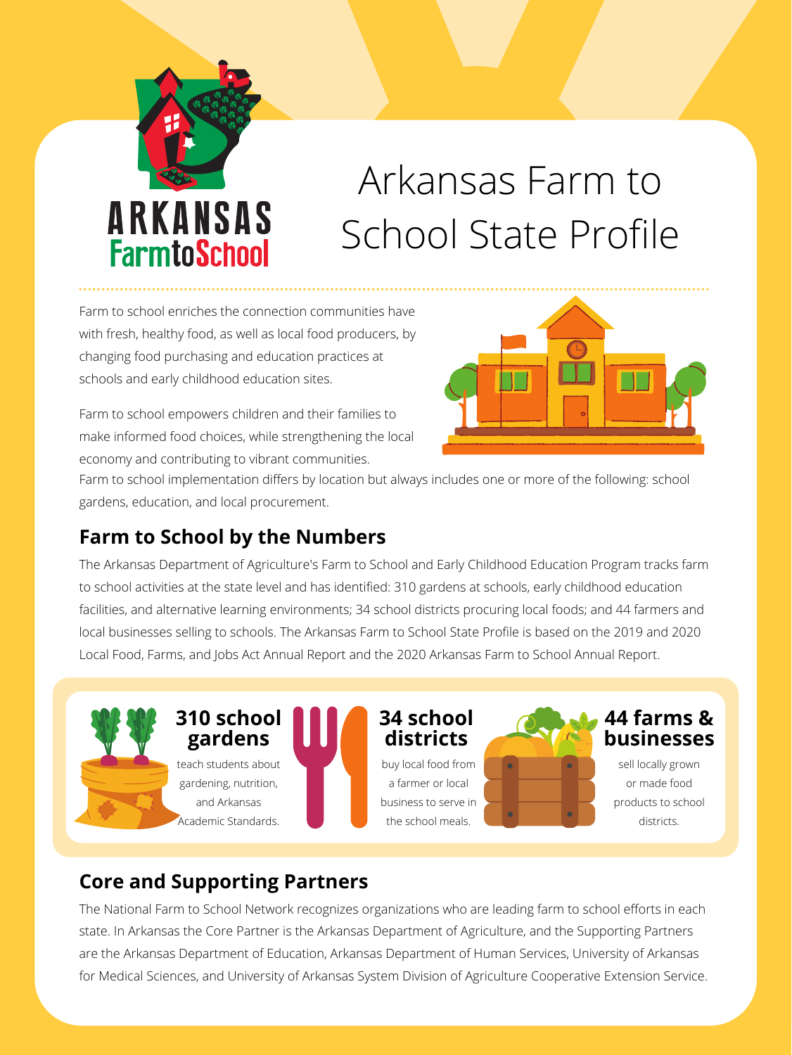ARKANSAS
Farm to School

# Arkansas Farm to School State Profile

Farm to school enriches the connection communities have with fresh, healthy food, as well as local food producers, by changing food purchasing and education practices at schools and early childhood education sites.

Farm to school empowers children and their families to make informed food choices, while strengthening the local economy and contributing to vibrant communities.

Farm to school implementation differs by location but always includes one or more of the following: school gardens, education, and local procurement.

## Farm to School by the Numbers

The Arkansas Department of Agriculture's Farm to School and Early Childhood Education Program tracks farm to school activities at the state level and has identified: 310 gardens at schools, early childhood education facilities, and alternative learning environments; 34 school districts procuring local foods; and 44 farmers and local businesses selling to schools. The Arkansas Farm to School State Profile is based on the 2019 and 2020 Local Food, Farms, and Jobs Act Annual Report and the 2020 Arkansas Farm to School Annual Report.

**310 school gardens**
teach students about gardening, nutrition, and Arkansas Academic Standards.

**34 school districts**
buy local food from a farmer or local business to serve in the school meals.

**44 farms & businesses**
sell locally grown or made food products to school districts.

## Core and Supporting Partners

The National Farm to School Network recognizes organizations who are leading farm to school efforts in each state. In Arkansas the Core Partner is the Arkansas Department of Agriculture, and the Supporting Partners are the Arkansas Department of Education, Arkansas Department of Human Services, University of Arkansas for Medical Sciences, and University of Arkansas System Division of Agriculture Cooperative Extension Service.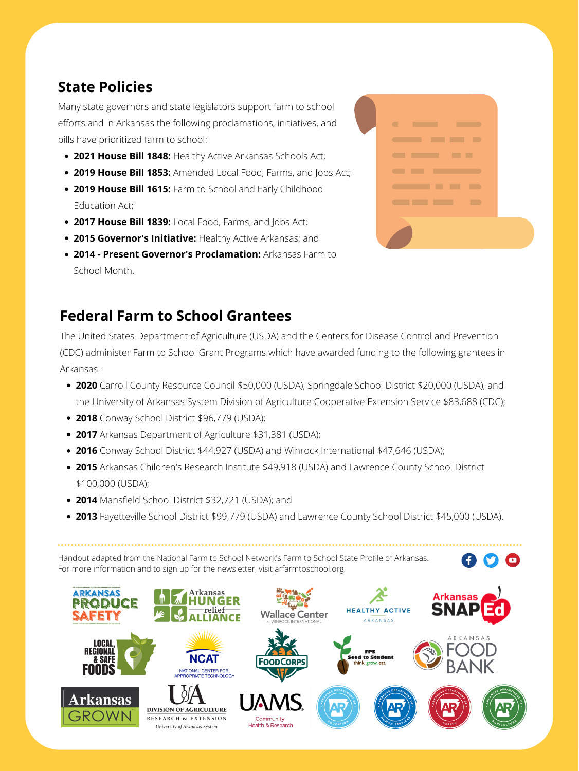## State Policies

Many state governors and state legislators support farm to school efforts and in Arkansas the following proclamations, initiatives, and bills have prioritized farm to school:

- **2021 House Bill 1848:** Healthy Active Arkansas Schools Act;
- **2019 House Bill 1853:** Amended Local Food, Farms, and Jobs Act;
- **2019 House Bill 1615:** Farm to School and Early Childhood Education Act;
- **2017 House Bill 1839:** Local Food, Farms, and Jobs Act;
- **2015 Governor's Initiative:** Healthy Active Arkansas; and
- **2014 - Present Governor's Proclamation:** Arkansas Farm to School Month.

## Federal Farm to School Grantees

The United States Department of Agriculture (USDA) and the Centers for Disease Control and Prevention (CDC) administer Farm to School Grant Programs which have awarded funding to the following grantees in Arkansas:

- **2020** Carroll County Resource Council $50,000 (USDA), Springdale School District $20,000 (USDA), and the University of Arkansas System Division of Agriculture Cooperative Extension Service $83,688 (CDC);
- **2018** Conway School District $96,779 (USDA);
- **2017** Arkansas Department of Agriculture $31,381 (USDA);
- **2016** Conway School District $44,927 (USDA) and Winrock International $47,646 (USDA);
- **2015** Arkansas Children's Research Institute $49,918 (USDA) and Lawrence County School District $100,000 (USDA);
- **2014** Mansfield School District $32,721 (USDA); and
- **2013** Fayetteville School District $99,779 (USDA) and Lawrence County School District $45,000 (USDA).

Handout adapted from the National Farm to School Network's Farm to School State Profile of Arkansas.
For more information and to sign up for the newsletter, visit arfarmtoschool.org.